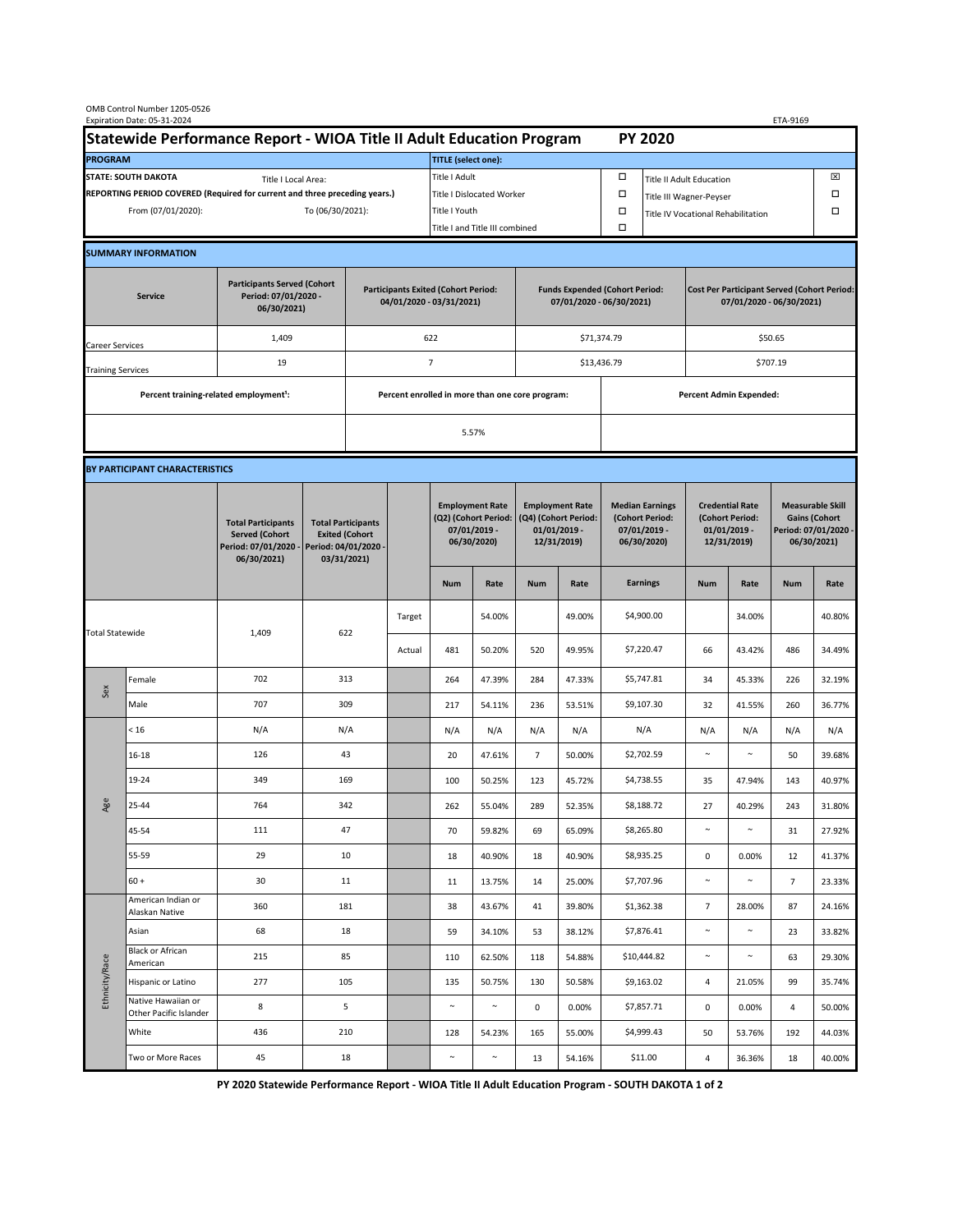OMB Control Number 1205-0526
Expiration Date: 05-31-2024

ETA-9169

# Statewide Performance Report - WIOA Title II Adult Education Program PY 2020

| PROGRAM | | TITLE (select one): | | | |
|---|---|---|---|---|---|
| STATE: SOUTH DAKOTA | Title I Local Area: | Title I Adult | ☐ | Title II Adult Education | ☒ |
| REPORTING PERIOD COVERED (Required for current and three preceding years.) | | Title I Dislocated Worker | ☐ | Title III Wagner-Peyser | ☐ |
| From (07/01/2020): | To (06/30/2021): | Title I Youth | ☐ | Title IV Vocational Rehabilitation | ☐ |
| | | Title I and Title III combined | ☐ | | |

## SUMMARY INFORMATION

| Service | Participants Served (Cohort Period: 07/01/2020 - 06/30/2021) | Participants Exited (Cohort Period: 04/01/2020 - 03/31/2021) | Funds Expended (Cohort Period: 07/01/2020 - 06/30/2021) | Cost Per Participant Served (Cohort Period: 07/01/2020 - 06/30/2021) |
|---|---|---|---|---|
| Career Services | 1,409 | 622 | $71,374.79 | $50.65 |
| Training Services | 19 | 7 | $13,436.79 | $707.19 |

| Percent training-related employment[1]: | Percent enrolled in more than one core program: | Percent Admin Expended: |
|---|---|---|
| | 5.57% | |

## BY PARTICIPANT CHARACTERISTICS

| | | Total Participants Served (Cohort Period: 07/01/2020 - 06/30/2021) | Total Participants Exited (Cohort Period: 04/01/2020 - 03/31/2021) | | Employment Rate (Q2) (Cohort Period: 07/01/2019 - 06/30/2020) | | Employment Rate (Q4) (Cohort Period: 01/01/2019 - 12/31/2019) | | Median Earnings (Cohort Period: 07/01/2019 - 06/30/2020) | Credential Rate (Cohort Period: 01/01/2019 - 12/31/2019) | | Measurable Skill Gains (Cohort Period: 07/01/2020 - 06/30/2021) | |
|---|---|---|---|---|---|---|---|---|---|---|---|---|---|
| | | | | | Num | Rate | Num | Rate | Earnings | Num | Rate | Num | Rate |
| Total Statewide | | 1,409 | 622 | Target | | 54.00% | | 49.00% | $4,900.00 | | 34.00% | | 40.80% |
| | | | | Actual | 481 | 50.20% | 520 | 49.95% | $7,220.47 | 66 | 43.42% | 486 | 34.49% |
| Sex | Female | 702 | 313 | | 264 | 47.39% | 284 | 47.33% | $5,747.81 | 34 | 45.33% | 226 | 32.19% |
| | Male | 707 | 309 | | 217 | 54.11% | 236 | 53.51% | $9,107.30 | 32 | 41.55% | 260 | 36.77% |
| Age | < 16 | N/A | N/A | | N/A | N/A | N/A | N/A | N/A | N/A | N/A | N/A | N/A |
| | 16-18 | 126 | 43 | | 20 | 47.61% | 7 | 50.00% | $2,702.59 | ~ | ~ | 50 | 39.68% |
| | 19-24 | 349 | 169 | | 100 | 50.25% | 123 | 45.72% | $4,738.55 | 35 | 47.94% | 143 | 40.97% |
| | 25-44 | 764 | 342 | | 262 | 55.04% | 289 | 52.35% | $8,188.72 | 27 | 40.29% | 243 | 31.80% |
| | 45-54 | 111 | 47 | | 70 | 59.82% | 69 | 65.09% | $8,265.80 | ~ | ~ | 31 | 27.92% |
| | 55-59 | 29 | 10 | | 18 | 40.90% | 18 | 40.90% | $8,935.25 | 0 | 0.00% | 12 | 41.37% |
| | 60 + | 30 | 11 | | 11 | 13.75% | 14 | 25.00% | $7,707.96 | ~ | ~ | 7 | 23.33% |
| Ethnicity/Race | American Indian or Alaskan Native | 360 | 181 | | 38 | 43.67% | 41 | 39.80% | $1,362.38 | 7 | 28.00% | 87 | 24.16% |
| | Asian | 68 | 18 | | 59 | 34.10% | 53 | 38.12% | $7,876.41 | ~ | ~ | 23 | 33.82% |
| | Black or African American | 215 | 85 | | 110 | 62.50% | 118 | 54.88% | $10,444.82 | ~ | ~ | 63 | 29.30% |
| | Hispanic or Latino | 277 | 105 | | 135 | 50.75% | 130 | 50.58% | $9,163.02 | 4 | 21.05% | 99 | 35.74% |
| | Native Hawaiian or Other Pacific Islander | 8 | 5 | | ~ | ~ | 0 | 0.00% | $7,857.71 | 0 | 0.00% | 4 | 50.00% |
| | White | 436 | 210 | | 128 | 54.23% | 165 | 55.00% | $4,999.43 | 50 | 53.76% | 192 | 44.03% |
| | Two or More Races | 45 | 18 | | ~ | ~ | 13 | 54.16% | $11.00 | 4 | 36.36% | 18 | 40.00% |

PY 2020 Statewide Performance Report - WIOA Title II Adult Education Program - SOUTH DAKOTA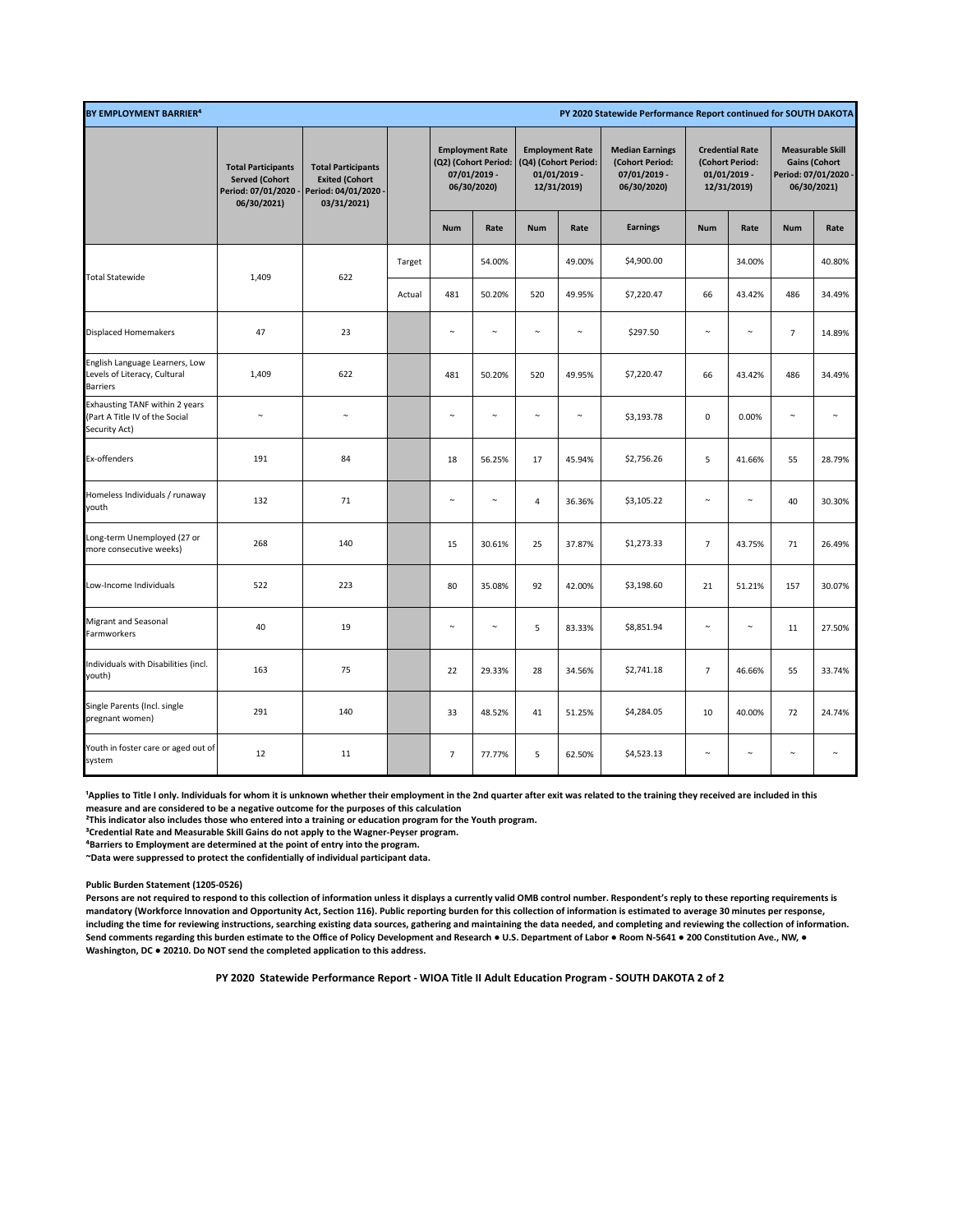| BY EMPLOYMENT BARRIER[4] | | | | PY 2020 Statewide Performance Report continued for SOUTH DAKOTA | | | | | | | | | |
|---|---|---|---|---|---|---|---|---|---|---|---|---|---|
| | Total Participants Served (Cohort Period: 07/01/2020 - 06/30/2021) | Total Participants Exited (Cohort Period: 04/01/2020 - 03/31/2021) | | Employment Rate (Q2) (Cohort Period: 07/01/2019 - 06/30/2020) | | Employment Rate (Q4) (Cohort Period: 01/01/2019 - 12/31/2019) | | Median Earnings (Cohort Period: 07/01/2019 - 06/30/2020) | Credential Rate (Cohort Period: 01/01/2019 - 12/31/2019) | | Measurable Skill Gains (Cohort Period: 07/01/2020 - 06/30/2021) | |
| | | | | Num | Rate | Num | Rate | Earnings | Num | Rate | Num | Rate |
| Total Statewide | 1,409 | 622 | Target | | 54.00% | | 49.00% | $4,900.00 | | 34.00% | | 40.80% |
| | | | Actual | 481 | 50.20% | 520 | 49.95% | $7,220.47 | 66 | 43.42% | 486 | 34.49% |
| Displaced Homemakers | 47 | 23 | | ~ | ~ | ~ | ~ | $297.50 | ~ | ~ | 7 | 14.89% |
| English Language Learners, Low Levels of Literacy, Cultural Barriers | 1,409 | 622 | | 481 | 50.20% | 520 | 49.95% | $7,220.47 | 66 | 43.42% | 486 | 34.49% |
| Exhausting TANF within 2 years (Part A Title IV of the Social Security Act) | ~ | ~ | | ~ | ~ | ~ | ~ | $3,193.78 | 0 | 0.00% | ~ | ~ |
| Ex-offenders | 191 | 84 | | 18 | 56.25% | 17 | 45.94% | $2,756.26 | 5 | 41.66% | 55 | 28.79% |
| Homeless Individuals / runaway youth | 132 | 71 | | ~ | ~ | 4 | 36.36% | $3,105.22 | ~ | ~ | 40 | 30.30% |
| Long-term Unemployed (27 or more consecutive weeks) | 268 | 140 | | 15 | 30.61% | 25 | 37.87% | $1,273.33 | 7 | 43.75% | 71 | 26.49% |
| Low-Income Individuals | 522 | 223 | | 80 | 35.08% | 92 | 42.00% | $3,198.60 | 21 | 51.21% | 157 | 30.07% |
| Migrant and Seasonal Farmworkers | 40 | 19 | | ~ | ~ | 5 | 83.33% | $8,851.94 | ~ | ~ | 11 | 27.50% |
| Individuals with Disabilities (incl. youth) | 163 | 75 | | 22 | 29.33% | 28 | 34.56% | $2,741.18 | 7 | 46.66% | 55 | 33.74% |
| Single Parents (Incl. single pregnant women) | 291 | 140 | | 33 | 48.52% | 41 | 51.25% | $4,284.05 | 10 | 40.00% | 72 | 24.74% |
| Youth in foster care or aged out of system | 12 | 11 | | 7 | 77.77% | 5 | 62.50% | $4,523.13 | ~ | ~ | ~ | ~ |

**[1]Applies to Title I only. Individuals for whom it is unknown whether their employment in the 2nd quarter after exit was related to the training they received are included in this measure and are considered to be a negative outcome for the purposes of this calculation**

**[2]This indicator also includes those who entered into a training or education program for the Youth program.**

**[3]Credential Rate and Measurable Skill Gains do not apply to the Wagner-Peyser program.**

**[4]Barriers to Employment are determined at the point of entry into the program.**

**~Data were suppressed to protect the confidentially of individual participant data.**

**Public Burden Statement (1205-0526)**

**Persons are not required to respond to this collection of information unless it displays a currently valid OMB control number. Respondent's reply to these reporting requirements is mandatory (Workforce Innovation and Opportunity Act, Section 116). Public reporting burden for this collection of information is estimated to average 30 minutes per response, including the time for reviewing instructions, searching existing data sources, gathering and maintaining the data needed, and completing and reviewing the collection of information. Send comments regarding this burden estimate to the Office of Policy Development and Research ● U.S. Department of Labor ● Room N-5641 ● 200 Constitution Ave., NW, ● Washington, DC ● 20210. Do NOT send the completed application to this address.**

**PY 2020 Statewide Performance Report - WIOA Title II Adult Education Program - SOUTH DAKOTA 2 of 2**